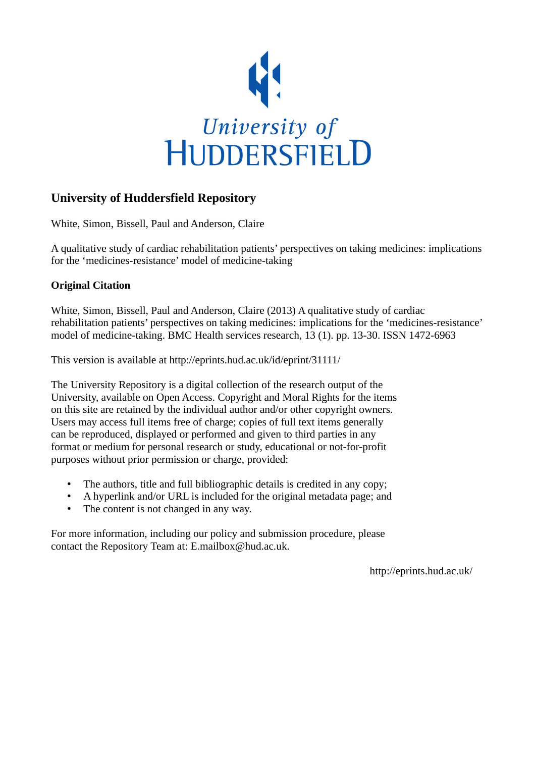University of
HUDDERSFIELD

## University of Huddersfield Repository

White, Simon, Bissell, Paul and Anderson, Claire

A qualitative study of cardiac rehabilitation patients' perspectives on taking medicines: implications for the 'medicines-resistance' model of medicine-taking

### Original Citation

White, Simon, Bissell, Paul and Anderson, Claire (2013) A qualitative study of cardiac rehabilitation patients' perspectives on taking medicines: implications for the 'medicines-resistance' model of medicine-taking. BMC Health services research, 13 (1). pp. 13-30. ISSN 1472-6963

This version is available at http://eprints.hud.ac.uk/id/eprint/31111/

The University Repository is a digital collection of the research output of the University, available on Open Access. Copyright and Moral Rights for the items on this site are retained by the individual author and/or other copyright owners. Users may access full items free of charge; copies of full text items generally can be reproduced, displayed or performed and given to third parties in any format or medium for personal research or study, educational or not-for-profit purposes without prior permission or charge, provided:

- The authors, title and full bibliographic details is credited in any copy;
- A hyperlink and/or URL is included for the original metadata page; and
- The content is not changed in any way.

For more information, including our policy and submission procedure, please contact the Repository Team at: E.mailbox@hud.ac.uk.

http://eprints.hud.ac.uk/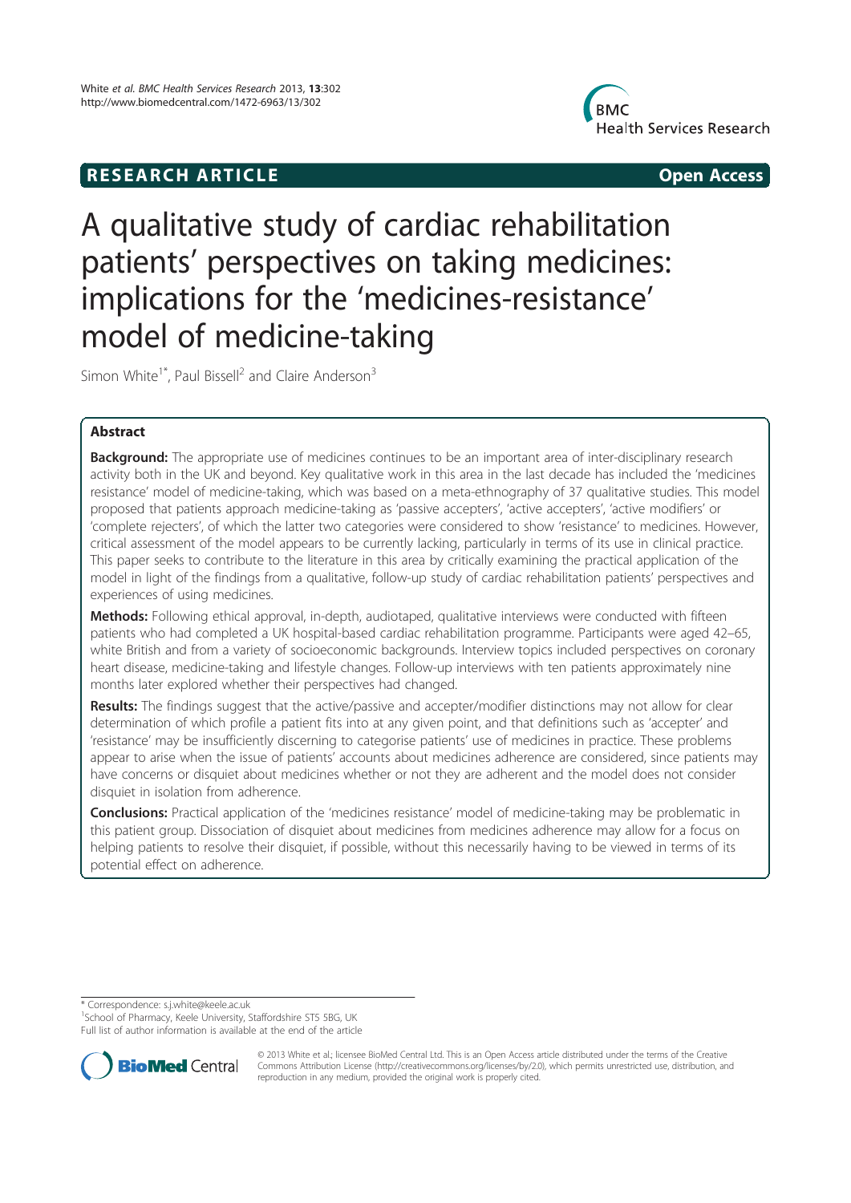# A qualitative study of cardiac rehabilitation patients' perspectives on taking medicines: implications for the 'medicines-resistance' model of medicine-taking

Simon White[1*], Paul Bissell[2] and Claire Anderson[3]

## Abstract

**Background:** The appropriate use of medicines continues to be an important area of inter-disciplinary research activity both in the UK and beyond. Key qualitative work in this area in the last decade has included the 'medicines resistance' model of medicine-taking, which was based on a meta-ethnography of 37 qualitative studies. This model proposed that patients approach medicine-taking as 'passive accepters', 'active accepters', 'active modifiers' or 'complete rejecters', of which the latter two categories were considered to show 'resistance' to medicines. However, critical assessment of the model appears to be currently lacking, particularly in terms of its use in clinical practice. This paper seeks to contribute to the literature in this area by critically examining the practical application of the model in light of the findings from a qualitative, follow-up study of cardiac rehabilitation patients' perspectives and experiences of using medicines.

**Methods:** Following ethical approval, in-depth, audiotaped, qualitative interviews were conducted with fifteen patients who had completed a UK hospital-based cardiac rehabilitation programme. Participants were aged 42–65, white British and from a variety of socioeconomic backgrounds. Interview topics included perspectives on coronary heart disease, medicine-taking and lifestyle changes. Follow-up interviews with ten patients approximately nine months later explored whether their perspectives had changed.

**Results:** The findings suggest that the active/passive and accepter/modifier distinctions may not allow for clear determination of which profile a patient fits into at any given point, and that definitions such as 'accepter' and 'resistance' may be insufficiently discerning to categorise patients' use of medicines in practice. These problems appear to arise when the issue of patients' accounts about medicines adherence are considered, since patients may have concerns or disquiet about medicines whether or not they are adherent and the model does not consider disquiet in isolation from adherence.

**Conclusions:** Practical application of the 'medicines resistance' model of medicine-taking may be problematic in this patient group. Dissociation of disquiet about medicines from medicines adherence may allow for a focus on helping patients to resolve their disquiet, if possible, without this necessarily having to be viewed in terms of its potential effect on adherence.

---

* Correspondence: s.j.white@keele.ac.uk
[1]School of Pharmacy, Keele University, Staffordshire ST5 5BG, UK
Full list of author information is available at the end of the article

© 2013 White et al.; licensee BioMed Central Ltd. This is an Open Access article distributed under the terms of the Creative Commons Attribution License (http://creativecommons.org/licenses/by/2.0), which permits unrestricted use, distribution, and reproduction in any medium, provided the original work is properly cited.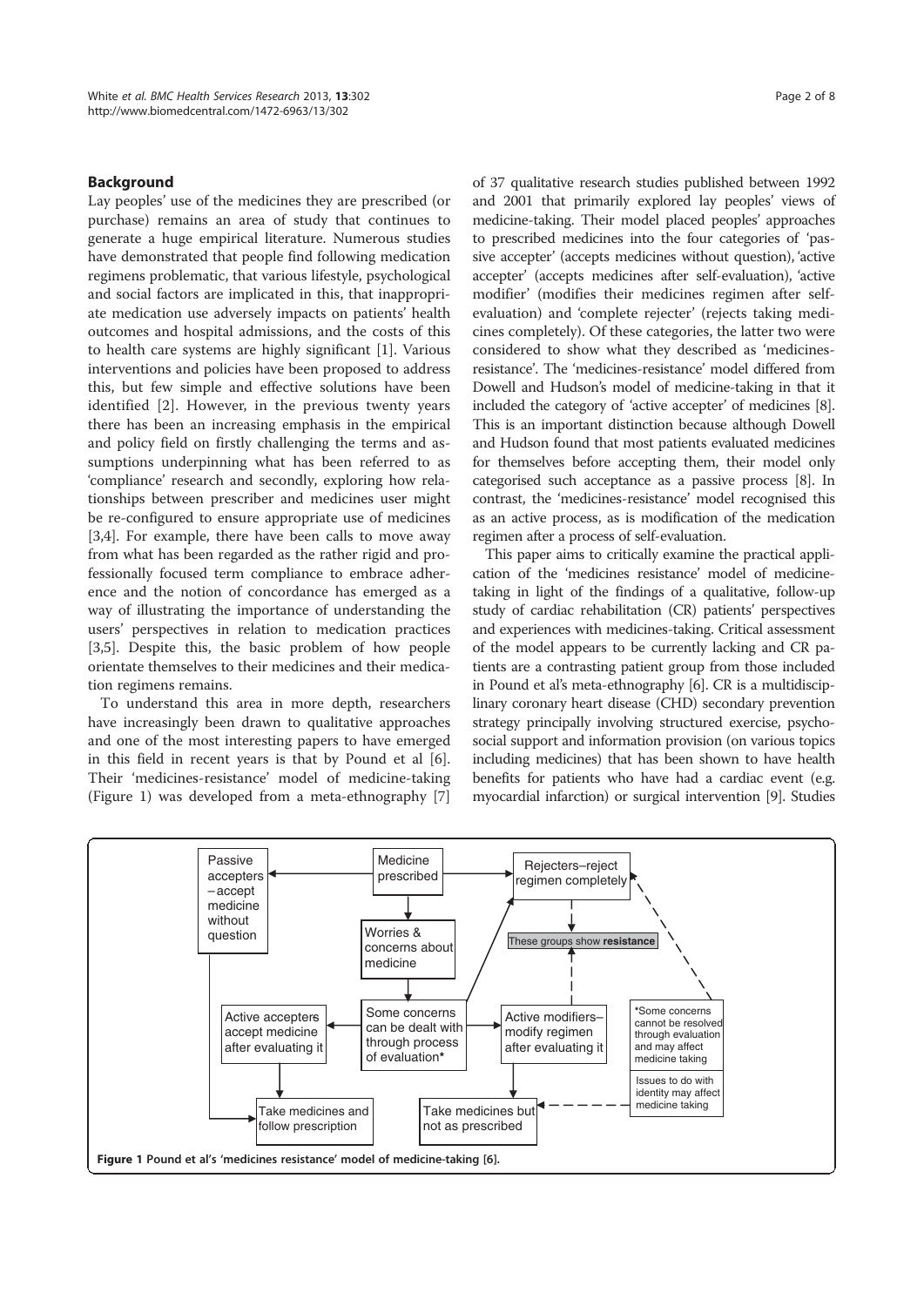## Background

Lay peoples' use of the medicines they are prescribed (or purchase) remains an area of study that continues to generate a huge empirical literature. Numerous studies have demonstrated that people find following medication regimens problematic, that various lifestyle, psychological and social factors are implicated in this, that inappropriate medication use adversely impacts on patients' health outcomes and hospital admissions, and the costs of this to health care systems are highly significant [1]. Various interventions and policies have been proposed to address this, but few simple and effective solutions have been identified [2]. However, in the previous twenty years there has been an increasing emphasis in the empirical and policy field on firstly challenging the terms and assumptions underpinning what has been referred to as 'compliance' research and secondly, exploring how relationships between prescriber and medicines user might be re-configured to ensure appropriate use of medicines [3,4]. For example, there have been calls to move away from what has been regarded as the rather rigid and professionally focused term compliance to embrace adherence and the notion of concordance has emerged as a way of illustrating the importance of understanding the users' perspectives in relation to medication practices [3,5]. Despite this, the basic problem of how people orientate themselves to their medicines and their medication regimens remains.

To understand this area in more depth, researchers have increasingly been drawn to qualitative approaches and one of the most interesting papers to have emerged in this field in recent years is that by Pound et al [6]. Their 'medicines-resistance' model of medicine-taking (Figure 1) was developed from a meta-ethnography [7] of 37 qualitative research studies published between 1992 and 2001 that primarily explored lay peoples' views of medicine-taking. Their model placed peoples' approaches to prescribed medicines into the four categories of 'passive accepter' (accepts medicines without question), 'active accepter' (accepts medicines after self-evaluation), 'active modifier' (modifies their medicines regimen after self-evaluation) and 'complete rejecter' (rejects taking medicines completely). Of these categories, the latter two were considered to show what they described as 'medicines-resistance'. The 'medicines-resistance' model differed from Dowell and Hudson's model of medicine-taking in that it included the category of 'active accepter' of medicines [8]. This is an important distinction because although Dowell and Hudson found that most patients evaluated medicines for themselves before accepting them, their model only categorised such acceptance as a passive process [8]. In contrast, the 'medicines-resistance' model recognised this as an active process, as is modification of the medication regimen after a process of self-evaluation.

This paper aims to critically examine the practical application of the 'medicines resistance' model of medicine-taking in light of the findings of a qualitative, follow-up study of cardiac rehabilitation (CR) patients' perspectives and experiences with medicines-taking. Critical assessment of the model appears to be currently lacking and CR patients are a contrasting patient group from those included in Pound et al's meta-ethnography [6]. CR is a multidisciplinary coronary heart disease (CHD) secondary prevention strategy principally involving structured exercise, psychosocial support and information provision (on various topics including medicines) that has been shown to have health benefits for patients who have had a cardiac event (e.g. myocardial infarction) or surgical intervention [9]. Studies

Figure 1 Pound et al's 'medicines resistance' model of medicine-taking [6].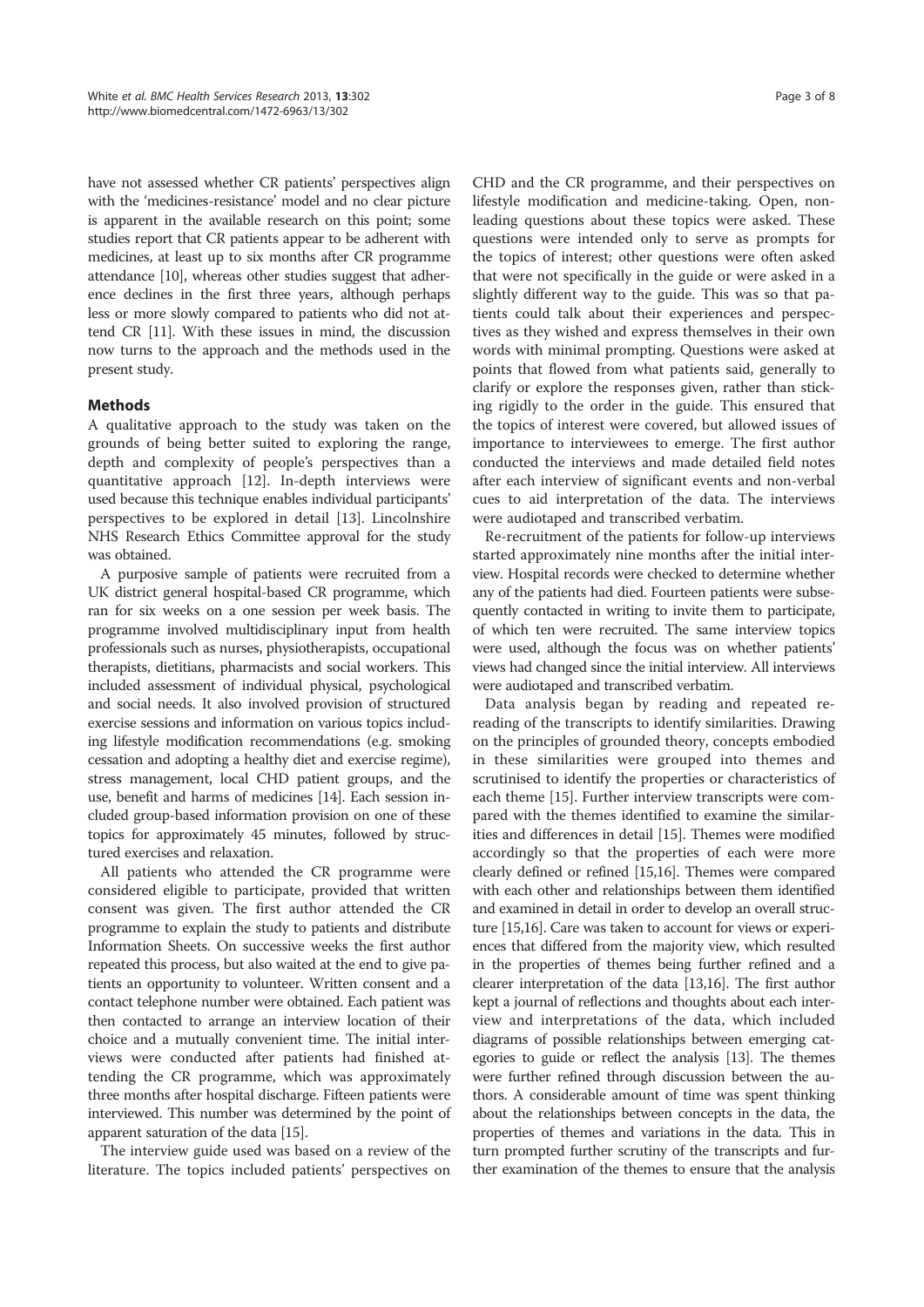have not assessed whether CR patients' perspectives align with the 'medicines-resistance' model and no clear picture is apparent in the available research on this point; some studies report that CR patients appear to be adherent with medicines, at least up to six months after CR programme attendance [10], whereas other studies suggest that adherence declines in the first three years, although perhaps less or more slowly compared to patients who did not attend CR [11]. With these issues in mind, the discussion now turns to the approach and the methods used in the present study.

## Methods

A qualitative approach to the study was taken on the grounds of being better suited to exploring the range, depth and complexity of people's perspectives than a quantitative approach [12]. In-depth interviews were used because this technique enables individual participants' perspectives to be explored in detail [13]. Lincolnshire NHS Research Ethics Committee approval for the study was obtained.

A purposive sample of patients were recruited from a UK district general hospital-based CR programme, which ran for six weeks on a one session per week basis. The programme involved multidisciplinary input from health professionals such as nurses, physiotherapists, occupational therapists, dietitians, pharmacists and social workers. This included assessment of individual physical, psychological and social needs. It also involved provision of structured exercise sessions and information on various topics including lifestyle modification recommendations (e.g. smoking cessation and adopting a healthy diet and exercise regime), stress management, local CHD patient groups, and the use, benefit and harms of medicines [14]. Each session included group-based information provision on one of these topics for approximately 45 minutes, followed by structured exercises and relaxation.

All patients who attended the CR programme were considered eligible to participate, provided that written consent was given. The first author attended the CR programme to explain the study to patients and distribute Information Sheets. On successive weeks the first author repeated this process, but also waited at the end to give patients an opportunity to volunteer. Written consent and a contact telephone number were obtained. Each patient was then contacted to arrange an interview location of their choice and a mutually convenient time. The initial interviews were conducted after patients had finished attending the CR programme, which was approximately three months after hospital discharge. Fifteen patients were interviewed. This number was determined by the point of apparent saturation of the data [15].

The interview guide used was based on a review of the literature. The topics included patients' perspectives on CHD and the CR programme, and their perspectives on lifestyle modification and medicine-taking. Open, non-leading questions about these topics were asked. These questions were intended only to serve as prompts for the topics of interest; other questions were often asked that were not specifically in the guide or were asked in a slightly different way to the guide. This was so that patients could talk about their experiences and perspectives as they wished and express themselves in their own words with minimal prompting. Questions were asked at points that flowed from what patients said, generally to clarify or explore the responses given, rather than sticking rigidly to the order in the guide. This ensured that the topics of interest were covered, but allowed issues of importance to interviewees to emerge. The first author conducted the interviews and made detailed field notes after each interview of significant events and non-verbal cues to aid interpretation of the data. The interviews were audiotaped and transcribed verbatim.

Re-recruitment of the patients for follow-up interviews started approximately nine months after the initial interview. Hospital records were checked to determine whether any of the patients had died. Fourteen patients were subsequently contacted in writing to invite them to participate, of which ten were recruited. The same interview topics were used, although the focus was on whether patients' views had changed since the initial interview. All interviews were audiotaped and transcribed verbatim.

Data analysis began by reading and repeated re-reading of the transcripts to identify similarities. Drawing on the principles of grounded theory, concepts embodied in these similarities were grouped into themes and scrutinised to identify the properties or characteristics of each theme [15]. Further interview transcripts were compared with the themes identified to examine the similarities and differences in detail [15]. Themes were modified accordingly so that the properties of each were more clearly defined or refined [15,16]. Themes were compared with each other and relationships between them identified and examined in detail in order to develop an overall structure [15,16]. Care was taken to account for views or experiences that differed from the majority view, which resulted in the properties of themes being further refined and a clearer interpretation of the data [13,16]. The first author kept a journal of reflections and thoughts about each interview and interpretations of the data, which included diagrams of possible relationships between emerging categories to guide or reflect the analysis [13]. The themes were further refined through discussion between the authors. A considerable amount of time was spent thinking about the relationships between concepts in the data, the properties of themes and variations in the data. This in turn prompted further scrutiny of the transcripts and further examination of the themes to ensure that the analysis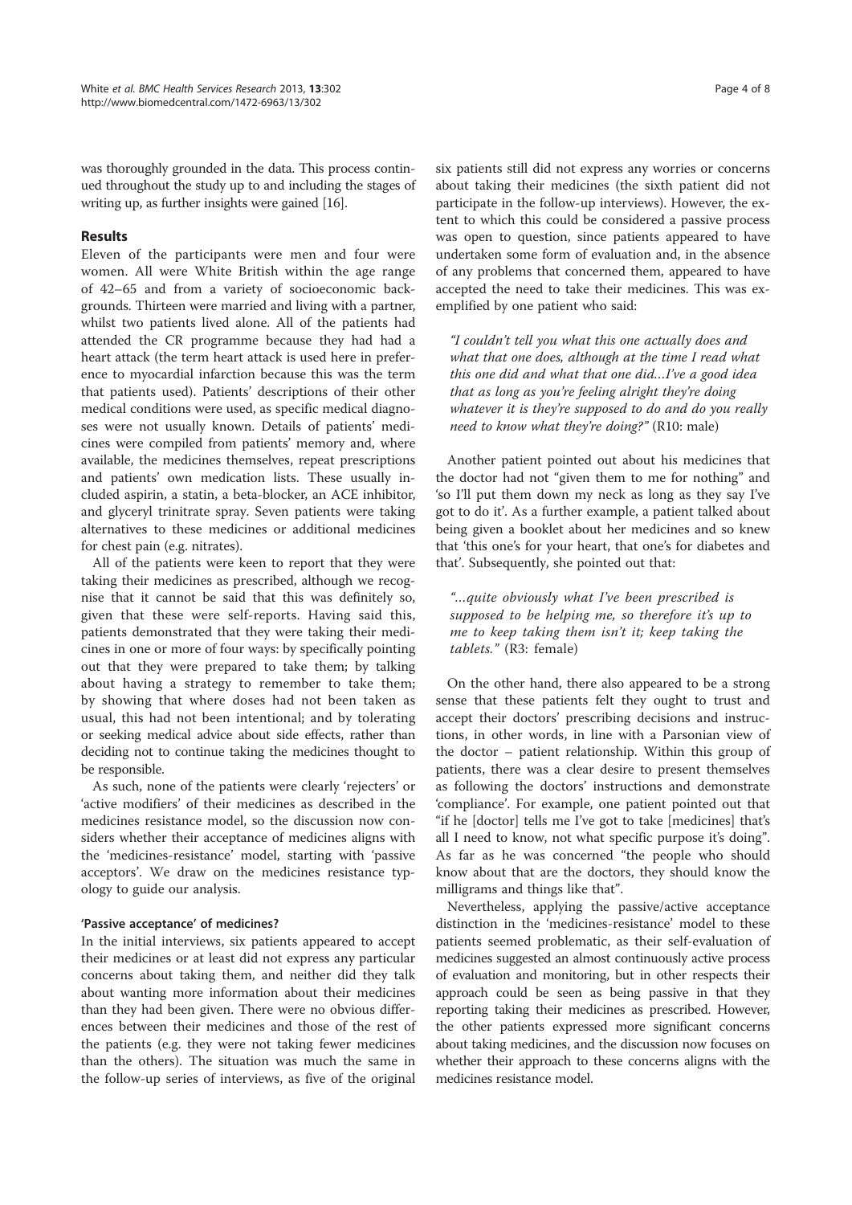was thoroughly grounded in the data. This process continued throughout the study up to and including the stages of writing up, as further insights were gained [16].

## Results

Eleven of the participants were men and four were women. All were White British within the age range of 42–65 and from a variety of socioeconomic backgrounds. Thirteen were married and living with a partner, whilst two patients lived alone. All of the patients had attended the CR programme because they had had a heart attack (the term heart attack is used here in preference to myocardial infarction because this was the term that patients used). Patients' descriptions of their other medical conditions were used, as specific medical diagnoses were not usually known. Details of patients' medicines were compiled from patients' memory and, where available, the medicines themselves, repeat prescriptions and patients' own medication lists. These usually included aspirin, a statin, a beta-blocker, an ACE inhibitor, and glyceryl trinitrate spray. Seven patients were taking alternatives to these medicines or additional medicines for chest pain (e.g. nitrates).

All of the patients were keen to report that they were taking their medicines as prescribed, although we recognise that it cannot be said that this was definitely so, given that these were self-reports. Having said this, patients demonstrated that they were taking their medicines in one or more of four ways: by specifically pointing out that they were prepared to take them; by talking about having a strategy to remember to take them; by showing that where doses had not been taken as usual, this had not been intentional; and by tolerating or seeking medical advice about side effects, rather than deciding not to continue taking the medicines thought to be responsible.

As such, none of the patients were clearly 'rejecters' or 'active modifiers' of their medicines as described in the medicines resistance model, so the discussion now considers whether their acceptance of medicines aligns with the 'medicines-resistance' model, starting with 'passive acceptors'. We draw on the medicines resistance typology to guide our analysis.

### 'Passive acceptance' of medicines?

In the initial interviews, six patients appeared to accept their medicines or at least did not express any particular concerns about taking them, and neither did they talk about wanting more information about their medicines than they had been given. There were no obvious differences between their medicines and those of the rest of the patients (e.g. they were not taking fewer medicines than the others). The situation was much the same in the follow-up series of interviews, as five of the original six patients still did not express any worries or concerns about taking their medicines (the sixth patient did not participate in the follow-up interviews). However, the extent to which this could be considered a passive process was open to question, since patients appeared to have undertaken some form of evaluation and, in the absence of any problems that concerned them, appeared to have accepted the need to take their medicines. This was exemplified by one patient who said:

> *"I couldn't tell you what this one actually does and what that one does, although at the time I read what this one did and what that one did…I've a good idea that as long as you're feeling alright they're doing whatever it is they're supposed to do and do you really need to know what they're doing?"* (R10: male)

Another patient pointed out about his medicines that the doctor had not "given them to me for nothing" and 'so I'll put them down my neck as long as they say I've got to do it'. As a further example, a patient talked about being given a booklet about her medicines and so knew that 'this one's for your heart, that one's for diabetes and that'. Subsequently, she pointed out that:

> *"…quite obviously what I've been prescribed is supposed to be helping me, so therefore it's up to me to keep taking them isn't it; keep taking the tablets."* (R3: female)

On the other hand, there also appeared to be a strong sense that these patients felt they ought to trust and accept their doctors' prescribing decisions and instructions, in other words, in line with a Parsonian view of the doctor – patient relationship. Within this group of patients, there was a clear desire to present themselves as following the doctors' instructions and demonstrate 'compliance'. For example, one patient pointed out that "if he [doctor] tells me I've got to take [medicines] that's all I need to know, not what specific purpose it's doing". As far as he was concerned "the people who should know about that are the doctors, they should know the milligrams and things like that".

Nevertheless, applying the passive/active acceptance distinction in the 'medicines-resistance' model to these patients seemed problematic, as their self-evaluation of medicines suggested an almost continuously active process of evaluation and monitoring, but in other respects their approach could be seen as being passive in that they reporting taking their medicines as prescribed. However, the other patients expressed more significant concerns about taking medicines, and the discussion now focuses on whether their approach to these concerns aligns with the medicines resistance model.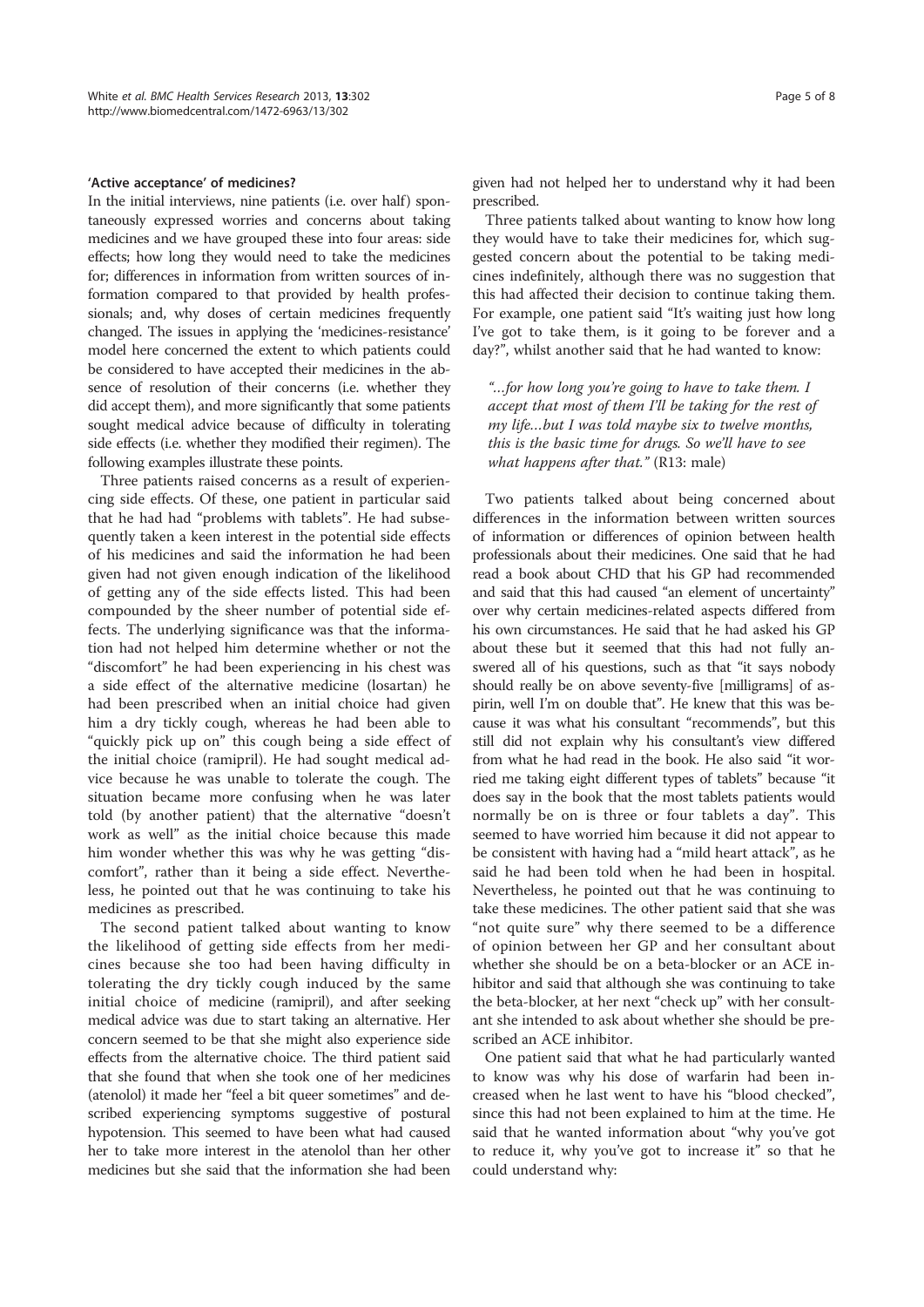### 'Active acceptance' of medicines?

In the initial interviews, nine patients (i.e. over half) spontaneously expressed worries and concerns about taking medicines and we have grouped these into four areas: side effects; how long they would need to take the medicines for; differences in information from written sources of information compared to that provided by health professionals; and, why doses of certain medicines frequently changed. The issues in applying the 'medicines-resistance' model here concerned the extent to which patients could be considered to have accepted their medicines in the absence of resolution of their concerns (i.e. whether they did accept them), and more significantly that some patients sought medical advice because of difficulty in tolerating side effects (i.e. whether they modified their regimen). The following examples illustrate these points.

Three patients raised concerns as a result of experiencing side effects. Of these, one patient in particular said that he had had "problems with tablets". He had subsequently taken a keen interest in the potential side effects of his medicines and said the information he had been given had not given enough indication of the likelihood of getting any of the side effects listed. This had been compounded by the sheer number of potential side effects. The underlying significance was that the information had not helped him determine whether or not the "discomfort" he had been experiencing in his chest was a side effect of the alternative medicine (losartan) he had been prescribed when an initial choice had given him a dry tickly cough, whereas he had been able to "quickly pick up on" this cough being a side effect of the initial choice (ramipril). He had sought medical advice because he was unable to tolerate the cough. The situation became more confusing when he was later told (by another patient) that the alternative "doesn't work as well" as the initial choice because this made him wonder whether this was why he was getting "discomfort", rather than it being a side effect. Nevertheless, he pointed out that he was continuing to take his medicines as prescribed.

The second patient talked about wanting to know the likelihood of getting side effects from her medicines because she too had been having difficulty in tolerating the dry tickly cough induced by the same initial choice of medicine (ramipril), and after seeking medical advice was due to start taking an alternative. Her concern seemed to be that she might also experience side effects from the alternative choice. The third patient said that she found that when she took one of her medicines (atenolol) it made her "feel a bit queer sometimes" and described experiencing symptoms suggestive of postural hypotension. This seemed to have been what had caused her to take more interest in the atenolol than her other medicines but she said that the information she had been given had not helped her to understand why it had been prescribed.

Three patients talked about wanting to know how long they would have to take their medicines for, which suggested concern about the potential to be taking medicines indefinitely, although there was no suggestion that this had affected their decision to continue taking them. For example, one patient said "It's waiting just how long I've got to take them, is it going to be forever and a day?", whilst another said that he had wanted to know:

> *"…for how long you're going to have to take them. I accept that most of them I'll be taking for the rest of my life…but I was told maybe six to twelve months, this is the basic time for drugs. So we'll have to see what happens after that."* (R13: male)

Two patients talked about being concerned about differences in the information between written sources of information or differences of opinion between health professionals about their medicines. One said that he had read a book about CHD that his GP had recommended and said that this had caused "an element of uncertainty" over why certain medicines-related aspects differed from his own circumstances. He said that he had asked his GP about these but it seemed that this had not fully answered all of his questions, such as that "it says nobody should really be on above seventy-five [milligrams] of aspirin, well I'm on double that". He knew that this was because it was what his consultant "recommends", but this still did not explain why his consultant's view differed from what he had read in the book. He also said "it worried me taking eight different types of tablets" because "it does say in the book that the most tablets patients would normally be on is three or four tablets a day". This seemed to have worried him because it did not appear to be consistent with having had a "mild heart attack", as he said he had been told when he had been in hospital. Nevertheless, he pointed out that he was continuing to take these medicines. The other patient said that she was "not quite sure" why there seemed to be a difference of opinion between her GP and her consultant about whether she should be on a beta-blocker or an ACE inhibitor and said that although she was continuing to take the beta-blocker, at her next "check up" with her consultant she intended to ask about whether she should be prescribed an ACE inhibitor.

One patient said that what he had particularly wanted to know was why his dose of warfarin had been increased when he last went to have his "blood checked", since this had not been explained to him at the time. He said that he wanted information about "why you've got to reduce it, why you've got to increase it" so that he could understand why: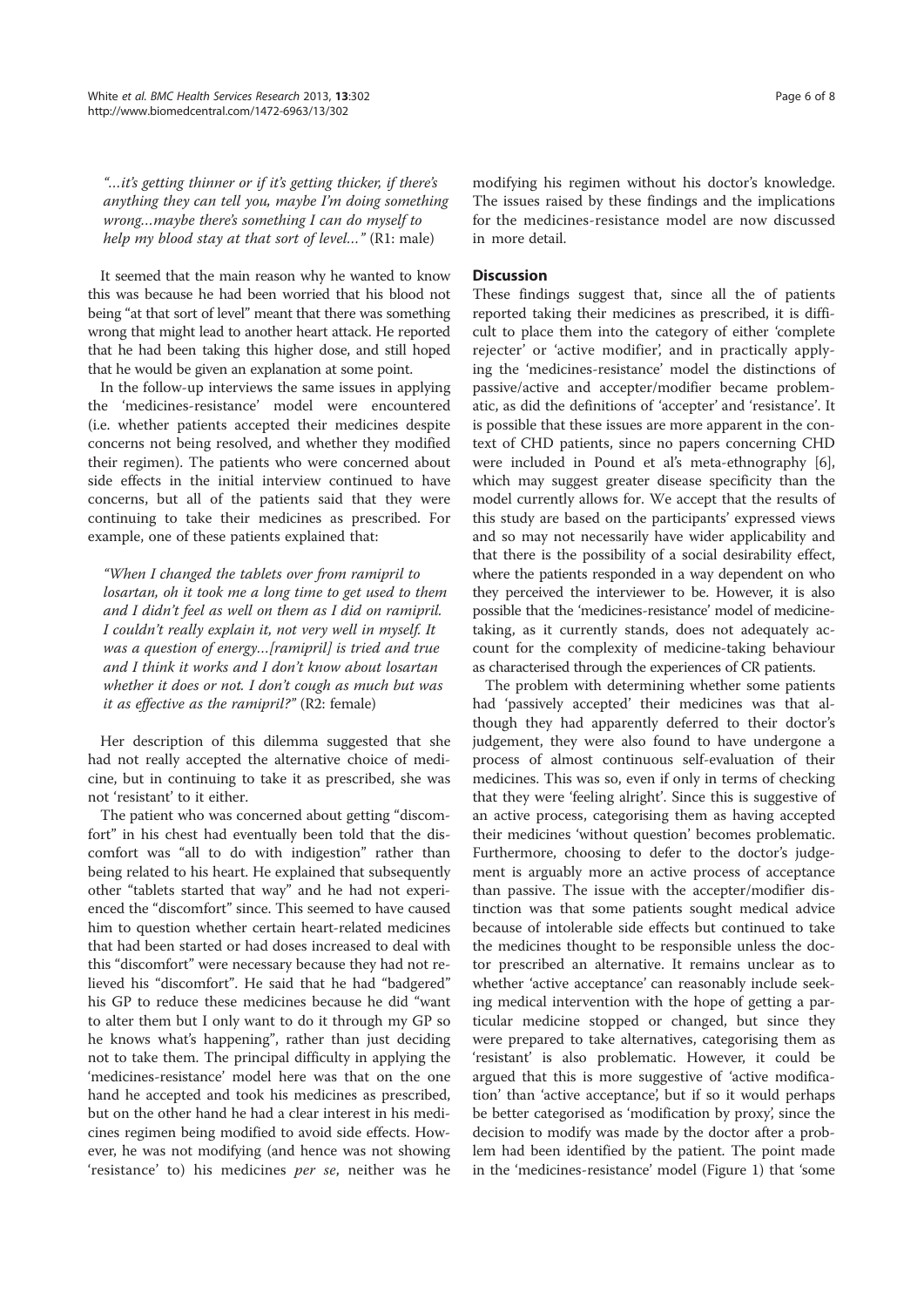"…it's getting thinner or if it's getting thicker, if there's anything they can tell you, maybe I'm doing something wrong…maybe there's something I can do myself to help my blood stay at that sort of level…" (R1: male)

It seemed that the main reason why he wanted to know this was because he had been worried that his blood not being "at that sort of level" meant that there was something wrong that might lead to another heart attack. He reported that he had been taking this higher dose, and still hoped that he would be given an explanation at some point.

In the follow-up interviews the same issues in applying the 'medicines-resistance' model were encountered (i.e. whether patients accepted their medicines despite concerns not being resolved, and whether they modified their regimen). The patients who were concerned about side effects in the initial interview continued to have concerns, but all of the patients said that they were continuing to take their medicines as prescribed. For example, one of these patients explained that:

"When I changed the tablets over from ramipril to losartan, oh it took me a long time to get used to them and I didn't feel as well on them as I did on ramipril. I couldn't really explain it, not very well in myself. It was a question of energy…[ramipril] is tried and true and I think it works and I don't know about losartan whether it does or not. I don't cough as much but was it as effective as the ramipril?" (R2: female)

Her description of this dilemma suggested that she had not really accepted the alternative choice of medicine, but in continuing to take it as prescribed, she was not 'resistant' to it either.

The patient who was concerned about getting "discomfort" in his chest had eventually been told that the discomfort was "all to do with indigestion" rather than being related to his heart. He explained that subsequently other "tablets started that way" and he had not experienced the "discomfort" since. This seemed to have caused him to question whether certain heart-related medicines that had been started or had doses increased to deal with this "discomfort" were necessary because they had not relieved his "discomfort". He said that he had "badgered" his GP to reduce these medicines because he did "want to alter them but I only want to do it through my GP so he knows what's happening", rather than just deciding not to take them. The principal difficulty in applying the 'medicines-resistance' model here was that on the one hand he accepted and took his medicines as prescribed, but on the other hand he had a clear interest in his medicines regimen being modified to avoid side effects. However, he was not modifying (and hence was not showing 'resistance' to) his medicines *per se*, neither was he modifying his regimen without his doctor's knowledge. The issues raised by these findings and the implications for the medicines-resistance model are now discussed in more detail.

## Discussion

These findings suggest that, since all the of patients reported taking their medicines as prescribed, it is difficult to place them into the category of either 'complete rejecter' or 'active modifier', and in practically applying the 'medicines-resistance' model the distinctions of passive/active and accepter/modifier became problematic, as did the definitions of 'accepter' and 'resistance'. It is possible that these issues are more apparent in the context of CHD patients, since no papers concerning CHD were included in Pound et al's meta-ethnography [6], which may suggest greater disease specificity than the model currently allows for. We accept that the results of this study are based on the participants' expressed views and so may not necessarily have wider applicability and that there is the possibility of a social desirability effect, where the patients responded in a way dependent on who they perceived the interviewer to be. However, it is also possible that the 'medicines-resistance' model of medicine-taking, as it currently stands, does not adequately account for the complexity of medicine-taking behaviour as characterised through the experiences of CR patients.

The problem with determining whether some patients had 'passively accepted' their medicines was that although they had apparently deferred to their doctor's judgement, they were also found to have undergone a process of almost continuous self-evaluation of their medicines. This was so, even if only in terms of checking that they were 'feeling alright'. Since this is suggestive of an active process, categorising them as having accepted their medicines 'without question' becomes problematic. Furthermore, choosing to defer to the doctor's judgement is arguably more an active process of acceptance than passive. The issue with the accepter/modifier distinction was that some patients sought medical advice because of intolerable side effects but continued to take the medicines thought to be responsible unless the doctor prescribed an alternative. It remains unclear as to whether 'active acceptance' can reasonably include seeking medical intervention with the hope of getting a particular medicine stopped or changed, but since they were prepared to take alternatives, categorising them as 'resistant' is also problematic. However, it could be argued that this is more suggestive of 'active modification' than 'active acceptance', but if so it would perhaps be better categorised as 'modification by proxy', since the decision to modify was made by the doctor after a problem had been identified by the patient. The point made in the 'medicines-resistance' model (Figure 1) that 'some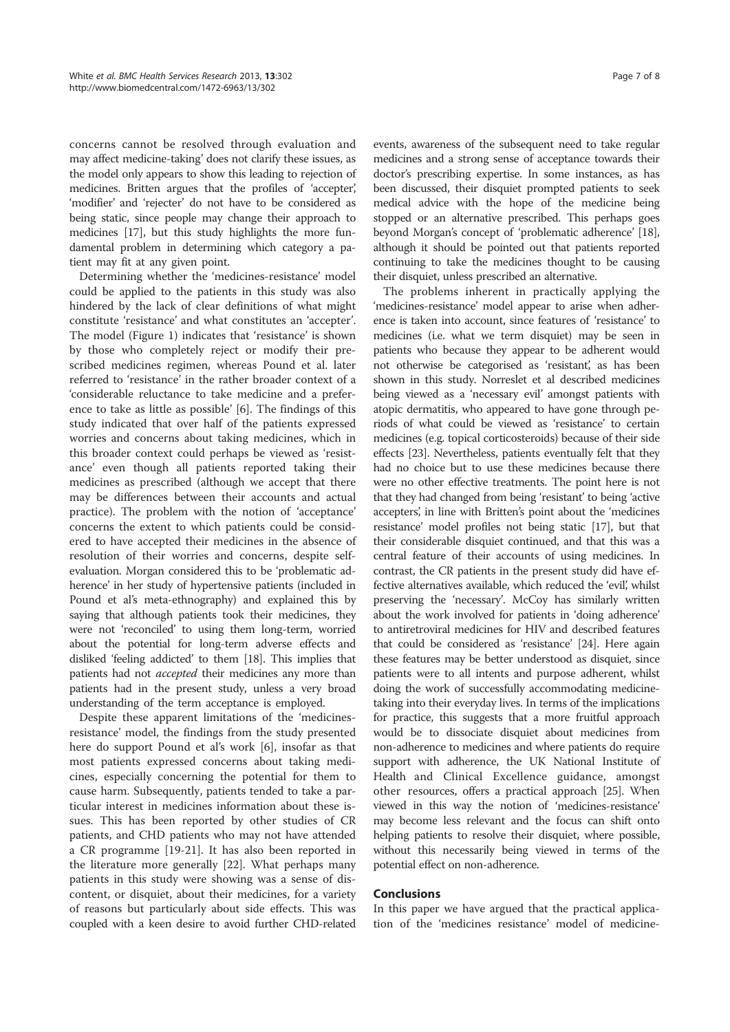concerns cannot be resolved through evaluation and may affect medicine-taking' does not clarify these issues, as the model only appears to show this leading to rejection of medicines. Britten argues that the profiles of 'accepter', 'modifier' and 'rejecter' do not have to be considered as being static, since people may change their approach to medicines [17], but this study highlights the more fundamental problem in determining which category a patient may fit at any given point.

Determining whether the 'medicines-resistance' model could be applied to the patients in this study was also hindered by the lack of clear definitions of what might constitute 'resistance' and what constitutes an 'accepter'. The model (Figure 1) indicates that 'resistance' is shown by those who completely reject or modify their prescribed medicines regimen, whereas Pound et al. later referred to 'resistance' in the rather broader context of a 'considerable reluctance to take medicine and a preference to take as little as possible' [6]. The findings of this study indicated that over half of the patients expressed worries and concerns about taking medicines, which in this broader context could perhaps be viewed as 'resistance' even though all patients reported taking their medicines as prescribed (although we accept that there may be differences between their accounts and actual practice). The problem with the notion of 'acceptance' concerns the extent to which patients could be considered to have accepted their medicines in the absence of resolution of their worries and concerns, despite self-evaluation. Morgan considered this to be 'problematic adherence' in her study of hypertensive patients (included in Pound et al's meta-ethnography) and explained this by saying that although patients took their medicines, they were not 'reconciled' to using them long-term, worried about the potential for long-term adverse effects and disliked 'feeling addicted' to them [18]. This implies that patients had not *accepted* their medicines any more than patients had in the present study, unless a very broad understanding of the term acceptance is employed.

Despite these apparent limitations of the 'medicines-resistance' model, the findings from the study presented here do support Pound et al's work [6], insofar as that most patients expressed concerns about taking medicines, especially concerning the potential for them to cause harm. Subsequently, patients tended to take a particular interest in medicines information about these issues. This has been reported by other studies of CR patients, and CHD patients who may not have attended a CR programme [19-21]. It has also been reported in the literature more generally [22]. What perhaps many patients in this study were showing was a sense of discontent, or disquiet, about their medicines, for a variety of reasons but particularly about side effects. This was coupled with a keen desire to avoid further CHD-related events, awareness of the subsequent need to take regular medicines and a strong sense of acceptance towards their doctor's prescribing expertise. In some instances, as has been discussed, their disquiet prompted patients to seek medical advice with the hope of the medicine being stopped or an alternative prescribed. This perhaps goes beyond Morgan's concept of 'problematic adherence' [18], although it should be pointed out that patients reported continuing to take the medicines thought to be causing their disquiet, unless prescribed an alternative.

The problems inherent in practically applying the 'medicines-resistance' model appear to arise when adherence is taken into account, since features of 'resistance' to medicines (i.e. what we term disquiet) may be seen in patients who because they appear to be adherent would not otherwise be categorised as 'resistant', as has been shown in this study. Norreslet et al described medicines being viewed as a 'necessary evil' amongst patients with atopic dermatitis, who appeared to have gone through periods of what could be viewed as 'resistance' to certain medicines (e.g. topical corticosteroids) because of their side effects [23]. Nevertheless, patients eventually felt that they had no choice but to use these medicines because there were no other effective treatments. The point here is not that they had changed from being 'resistant' to being 'active accepters', in line with Britten's point about the 'medicines resistance' model profiles not being static [17], but that their considerable disquiet continued, and that this was a central feature of their accounts of using medicines. In contrast, the CR patients in the present study did have effective alternatives available, which reduced the 'evil', whilst preserving the 'necessary'. McCoy has similarly written about the work involved for patients in 'doing adherence' to antiretroviral medicines for HIV and described features that could be considered as 'resistance' [24]. Here again these features may be better understood as disquiet, since patients were to all intents and purpose adherent, whilst doing the work of successfully accommodating medicine-taking into their everyday lives. In terms of the implications for practice, this suggests that a more fruitful approach would be to dissociate disquiet about medicines from non-adherence to medicines and where patients do require support with adherence, the UK National Institute of Health and Clinical Excellence guidance, amongst other resources, offers a practical approach [25]. When viewed in this way the notion of 'medicines-resistance' may become less relevant and the focus can shift onto helping patients to resolve their disquiet, where possible, without this necessarily being viewed in terms of the potential effect on non-adherence.

## Conclusions

In this paper we have argued that the practical application of the 'medicines resistance' model of medicine-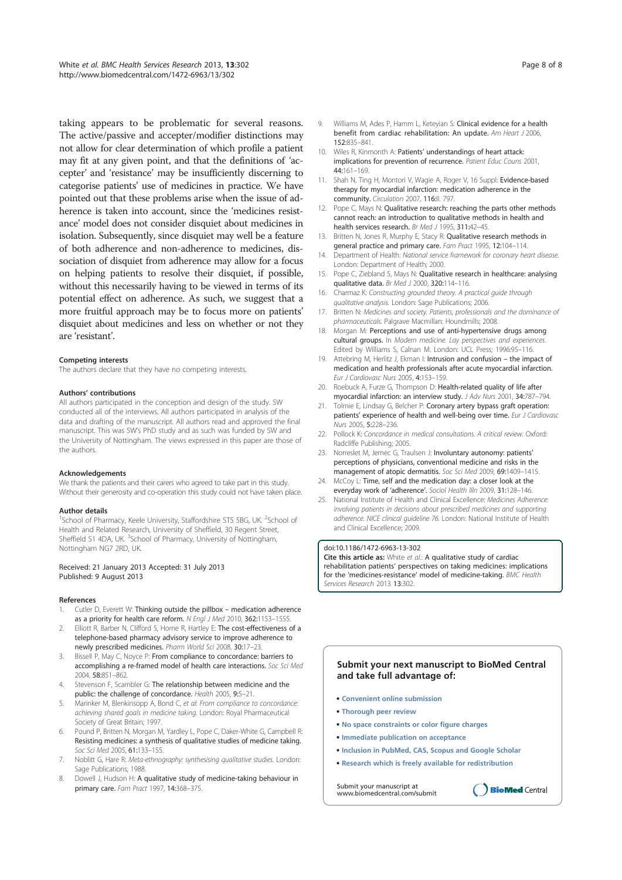taking appears to be problematic for several reasons. The active/passive and accepter/modifier distinctions may not allow for clear determination of which profile a patient may fit at any given point, and that the definitions of 'accepter' and 'resistance' may be insufficiently discerning to categorise patients' use of medicines in practice. We have pointed out that these problems arise when the issue of adherence is taken into account, since the 'medicines resistance' model does not consider disquiet about medicines in isolation. Subsequently, since disquiet may well be a feature of both adherence and non-adherence to medicines, dissociation of disquiet from adherence may allow for a focus on helping patients to resolve their disquiet, if possible, without this necessarily having to be viewed in terms of its potential effect on adherence. As such, we suggest that a more fruitful approach may be to focus more on patients' disquiet about medicines and less on whether or not they are 'resistant'.

#### Competing interests

The authors declare that they have no competing interests.

#### Authors' contributions

All authors participated in the conception and design of the study. SW conducted all of the interviews. All authors participated in analysis of the data and drafting of the manuscript. All authors read and approved the final manuscript. This was SW's PhD study and as such was funded by SW and the University of Nottingham. The views expressed in this paper are those of the authors.

#### Acknowledgements

We thank the patients and their carers who agreed to take part in this study. Without their generosity and co-operation this study could not have taken place.

#### Author details

[1]School of Pharmacy, Keele University, Staffordshire ST5 5BG, UK. [2]School of Health and Related Research, University of Sheffield, 30 Regent Street, Sheffield S1 4DA, UK. [3]School of Pharmacy, University of Nottingham, Nottingham NG7 2RD, UK.

Received: 21 January 2013 Accepted: 31 July 2013
Published: 9 August 2013

#### References

1. Cutler D, Everett W: **Thinking outside the pillbox – medication adherence as a priority for health care reform.** *N Engl J Med* 2010, **362:**1153–1555.
2. Elliott R, Barber N, Clifford S, Horne R, Hartley E: **The cost-effectiveness of a telephone-based pharmacy advisory service to improve adherence to newly prescribed medicines.** *Pharm World Sci* 2008, **30:**17–23.
3. Bissell P, May C, Noyce P: **From compliance to concordance: barriers to accomplishing a re-framed model of health care interactions.** *Soc Sci Med* 2004, **58:**851–862.
4. Stevenson F, Scambler G: **The relationship between medicine and the public: the challenge of concordance.** *Health* 2005, **9:**5–21.
5. Marinker M, Blenkinsopp A, Bond C, *et al*: *From compliance to concordance: achieving shared goals in medicine taking.* London: Royal Pharmaceutical Society of Great Britain; 1997.
6. Pound P, Britten N, Morgan M, Yardley L, Pope C, Daker-White G, Campbell R: **Resisting medicines: a synthesis of qualitative studies of medicine taking.** *Soc Sci Med* 2005, **61:**133–155.
7. Noblitt G, Hare R: *Meta-ethnography: synthesising qualitative studies.* London: Sage Publications; 1988.
8. Dowell J, Hudson H: **A qualitative study of medicine-taking behaviour in primary care.** *Fam Pract* 1997, **14:**368–375.
9. Williams M, Ades P, Hamm L, Keteyian S: **Clinical evidence for a health benefit from cardiac rehabilitation: An update.** *Am Heart J* 2006, **152:**835–841.
10. Wiles R, Kinmonth A: **Patients' understandings of heart attack: implications for prevention of recurrence.** *Patient Educ Couns* 2001, **44:**161–169.
11. Shah N, Ting H, Montori V, Wagie A, Roger V, 16 Suppl: **Evidence-based therapy for myocardial infarction: medication adherence in the community.** *Circulation* 2007, **116:**II. 797.
12. Pope C, Mays N: **Qualitative research: reaching the parts other methods cannot reach: an introduction to qualitative methods in health and health services research.** *Br Med J* 1995, **311:**42–45.
13. Britten N, Jones R, Murphy E, Stacy R: **Qualitative research methods in general practice and primary care.** *Fam Pract* 1995, **12:**104–114.
14. Department of Health: *National service framework for coronary heart disease.* London: Department of Health; 2000.
15. Pope C, Ziebland S, Mays N: **Qualitative research in healthcare: analysing qualitative data.** *Br Med J* 2000, **320:**114–116.
16. Charmaz K: *Constructing grounded theory. A practical guide through qualitative analysis.* London: Sage Publications; 2006.
17. Britten N: *Medicines and society. Patients, professionals and the dominance of pharmaceuticals.* Palgrave Macmillan: Houndmills; 2008.
18. Morgan M: **Perceptions and use of anti-hypertensive drugs among cultural groups.** In *Modern medicine. Lay perspectives and experiences.* Edited by Williams S, Calnan M. London: UCL Press; 1996:95–116.
19. Attebring M, Herlitz J, Ekman I: **Intrusion and confusion – the impact of medication and health professionals after acute myocardial infarction.** *Eur J Cardiovasc Nurs* 2005, **4:**153–159.
20. Roebuck A, Furze G, Thompson D: **Health-related quality of life after myocardial infarction: an interview study.** *J Adv Nurs* 2001, **34:**787–794.
21. Tolmie E, Lindsay G, Belcher P: **Coronary artery bypass graft operation: patients' experience of health and well-being over time.** *Eur J Cardiovasc Nurs* 2005, **5:**228–236.
22. Pollock K: *Concordance in medical consultations. A critical review.* Oxford: Radcliffe Publishing; 2005.
23. Norreslet M, Jemec G, Traulsen J: **Involuntary autonomy: patients' perceptions of physicians, conventional medicine and risks in the management of atopic dermatitis.** *Soc Sci Med* 2009, **69:**1409–1415.
24. McCoy L: **Time, self and the medication day: a closer look at the everyday work of 'adherence'.** *Sociol Health Illn* 2009, **31:**128–146.
25. National Institute of Health and Clinical Excellence: *Medicines Adherence: involving patients in decisions about prescribed medicines and supporting adherence. NICE clinical guideline 76.* London: National Institute of Health and Clinical Excellence; 2009.

doi:10.1186/1472-6963-13-302
**Cite this article as:** White *et al.*: A qualitative study of cardiac rehabilitation patients' perspectives on taking medicines: implications for the 'medicines-resistance' model of medicine-taking. *BMC Health Services Research* 2013 **13**:302.

**Submit your next manuscript to BioMed Central and take full advantage of:**

- **Convenient online submission**
- **Thorough peer review**
- **No space constraints or color figure charges**
- **Immediate publication on acceptance**
- **Inclusion in PubMed, CAS, Scopus and Google Scholar**
- **Research which is freely available for redistribution**

Submit your manuscript at
www.biomedcentral.com/submit

BioMed Central